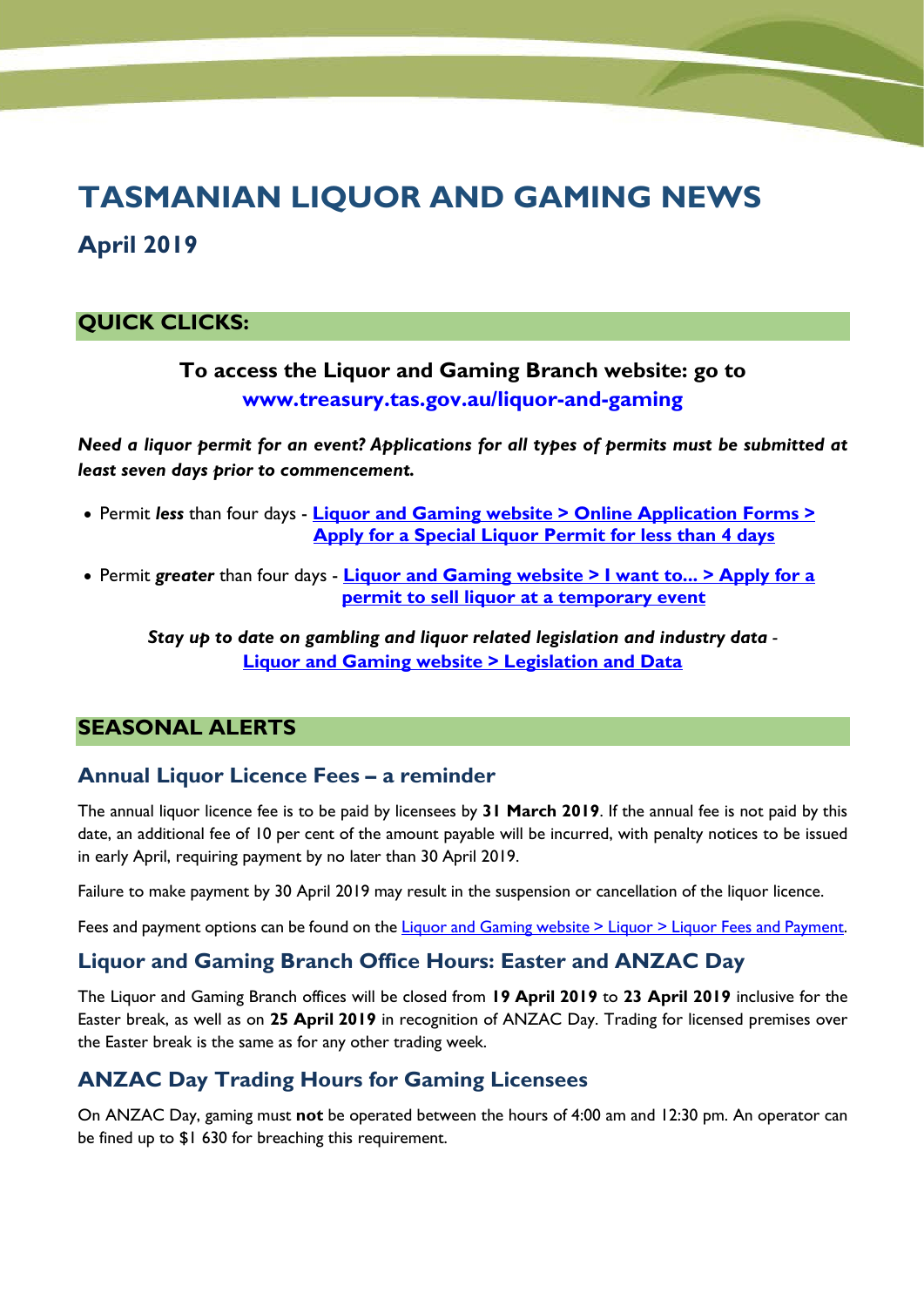# TASMANIAN LIQUOR AND GAMING NEWS

## April 2019

## QUICK CLICKS:

**To access the Liquor and Gaming Branch website: go to www.treasury.tas.gov.au/liquor-and-gaming**

***Need a liquor permit for an event? Applications for all types of permits must be submitted at least seven days prior to commencement.***

- Permit ***less*** than four days - **Liquor and Gaming website > Online Application Forms > Apply for a Special Liquor Permit for less than 4 days**
- Permit ***greater*** than four days - **Liquor and Gaming website > I want to... > Apply for a permit to sell liquor at a temporary event**

***Stay up to date on gambling and liquor related legislation and industry data*** - **Liquor and Gaming website > Legislation and Data**

## SEASONAL ALERTS

### Annual Liquor Licence Fees – a reminder

The annual liquor licence fee is to be paid by licensees by **31 March 2019**. If the annual fee is not paid by this date, an additional fee of 10 per cent of the amount payable will be incurred, with penalty notices to be issued in early April, requiring payment by no later than 30 April 2019.

Failure to make payment by 30 April 2019 may result in the suspension or cancellation of the liquor licence.

Fees and payment options can be found on the Liquor and Gaming website > Liquor > Liquor Fees and Payment.

### Liquor and Gaming Branch Office Hours: Easter and ANZAC Day

The Liquor and Gaming Branch offices will be closed from **19 April 2019** to **23 April 2019** inclusive for the Easter break, as well as on **25 April 2019** in recognition of ANZAC Day. Trading for licensed premises over the Easter break is the same as for any other trading week.

### ANZAC Day Trading Hours for Gaming Licensees

On ANZAC Day, gaming must **not** be operated between the hours of 4:00 am and 12:30 pm. An operator can be fined up to $1 630 for breaching this requirement.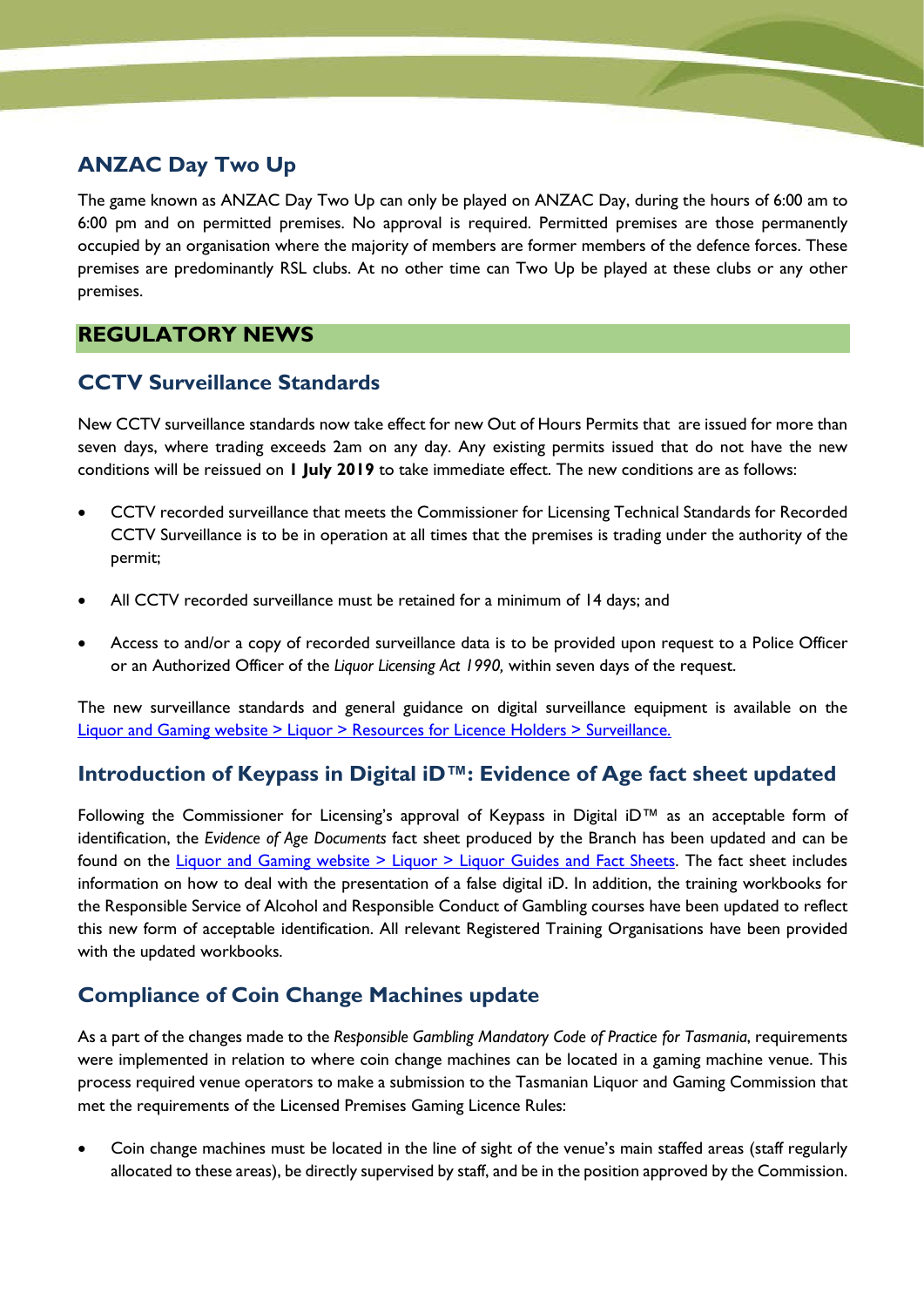## ANZAC Day Two Up

The game known as ANZAC Day Two Up can only be played on ANZAC Day, during the hours of 6:00 am to 6:00 pm and on permitted premises. No approval is required. Permitted premises are those permanently occupied by an organisation where the majority of members are former members of the defence forces. These premises are predominantly RSL clubs. At no other time can Two Up be played at these clubs or any other premises.

# REGULATORY NEWS

## CCTV Surveillance Standards

New CCTV surveillance standards now take effect for new Out of Hours Permits that are issued for more than seven days, where trading exceeds 2am on any day. Any existing permits issued that do not have the new conditions will be reissued on **1 July 2019** to take immediate effect. The new conditions are as follows:

- CCTV recorded surveillance that meets the Commissioner for Licensing Technical Standards for Recorded CCTV Surveillance is to be in operation at all times that the premises is trading under the authority of the permit;
- All CCTV recorded surveillance must be retained for a minimum of 14 days; and
- Access to and/or a copy of recorded surveillance data is to be provided upon request to a Police Officer or an Authorized Officer of the *Liquor Licensing Act 1990,* within seven days of the request.

The new surveillance standards and general guidance on digital surveillance equipment is available on the Liquor and Gaming website > Liquor > Resources for Licence Holders > Surveillance.

## Introduction of Keypass in Digital iD™: Evidence of Age fact sheet updated

Following the Commissioner for Licensing's approval of Keypass in Digital iD™ as an acceptable form of identification, the *Evidence of Age Documents* fact sheet produced by the Branch has been updated and can be found on the Liquor and Gaming website > Liquor > Liquor Guides and Fact Sheets. The fact sheet includes information on how to deal with the presentation of a false digital iD. In addition, the training workbooks for the Responsible Service of Alcohol and Responsible Conduct of Gambling courses have been updated to reflect this new form of acceptable identification. All relevant Registered Training Organisations have been provided with the updated workbooks.

## Compliance of Coin Change Machines update

As a part of the changes made to the *Responsible Gambling Mandatory Code of Practice for Tasmania*, requirements were implemented in relation to where coin change machines can be located in a gaming machine venue. This process required venue operators to make a submission to the Tasmanian Liquor and Gaming Commission that met the requirements of the Licensed Premises Gaming Licence Rules:

- Coin change machines must be located in the line of sight of the venue's main staffed areas (staff regularly allocated to these areas), be directly supervised by staff, and be in the position approved by the Commission.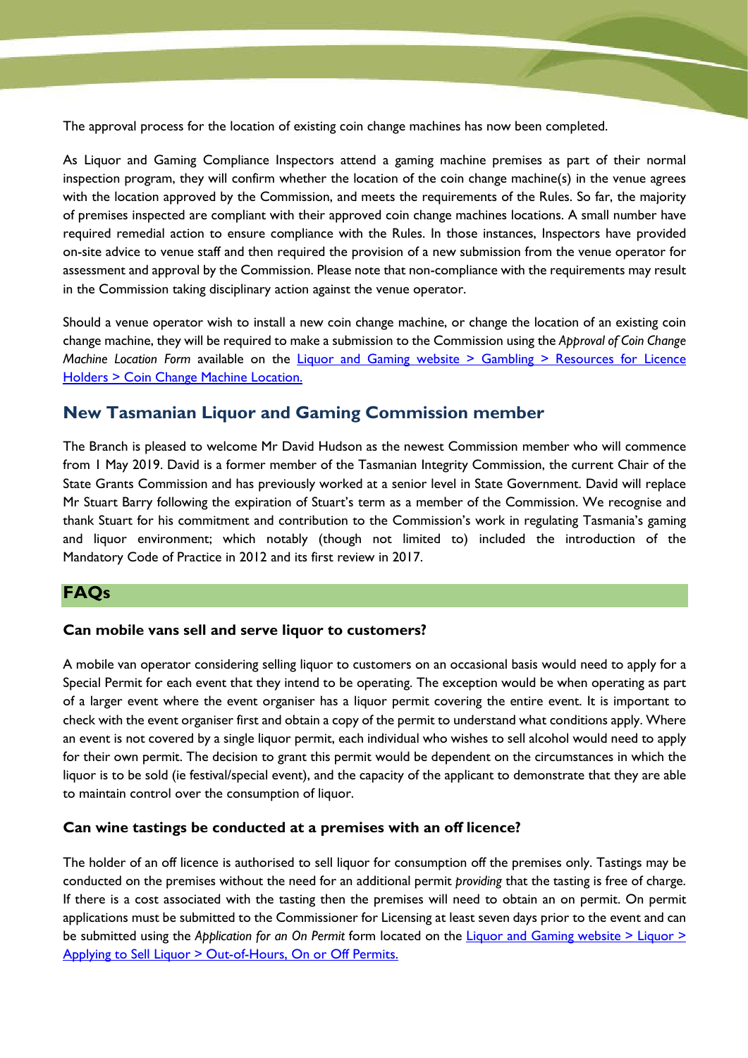The approval process for the location of existing coin change machines has now been completed.

As Liquor and Gaming Compliance Inspectors attend a gaming machine premises as part of their normal inspection program, they will confirm whether the location of the coin change machine(s) in the venue agrees with the location approved by the Commission, and meets the requirements of the Rules. So far, the majority of premises inspected are compliant with their approved coin change machines locations. A small number have required remedial action to ensure compliance with the Rules. In those instances, Inspectors have provided on-site advice to venue staff and then required the provision of a new submission from the venue operator for assessment and approval by the Commission. Please note that non-compliance with the requirements may result in the Commission taking disciplinary action against the venue operator.

Should a venue operator wish to install a new coin change machine, or change the location of an existing coin change machine, they will be required to make a submission to the Commission using the *Approval of Coin Change Machine Location Form* available on the Liquor and Gaming website > Gambling > Resources for Licence Holders > Coin Change Machine Location.

## New Tasmanian Liquor and Gaming Commission member

The Branch is pleased to welcome Mr David Hudson as the newest Commission member who will commence from 1 May 2019. David is a former member of the Tasmanian Integrity Commission, the current Chair of the State Grants Commission and has previously worked at a senior level in State Government. David will replace Mr Stuart Barry following the expiration of Stuart's term as a member of the Commission. We recognise and thank Stuart for his commitment and contribution to the Commission's work in regulating Tasmania's gaming and liquor environment; which notably (though not limited to) included the introduction of the Mandatory Code of Practice in 2012 and its first review in 2017.

## FAQs

### Can mobile vans sell and serve liquor to customers?

A mobile van operator considering selling liquor to customers on an occasional basis would need to apply for a Special Permit for each event that they intend to be operating. The exception would be when operating as part of a larger event where the event organiser has a liquor permit covering the entire event. It is important to check with the event organiser first and obtain a copy of the permit to understand what conditions apply. Where an event is not covered by a single liquor permit, each individual who wishes to sell alcohol would need to apply for their own permit. The decision to grant this permit would be dependent on the circumstances in which the liquor is to be sold (ie festival/special event), and the capacity of the applicant to demonstrate that they are able to maintain control over the consumption of liquor.

### Can wine tastings be conducted at a premises with an off licence?

The holder of an off licence is authorised to sell liquor for consumption off the premises only. Tastings may be conducted on the premises without the need for an additional permit *providing* that the tasting is free of charge. If there is a cost associated with the tasting then the premises will need to obtain an on permit. On permit applications must be submitted to the Commissioner for Licensing at least seven days prior to the event and can be submitted using the *Application for an On Permit* form located on the Liquor and Gaming website > Liquor > Applying to Sell Liquor > Out-of-Hours, On or Off Permits.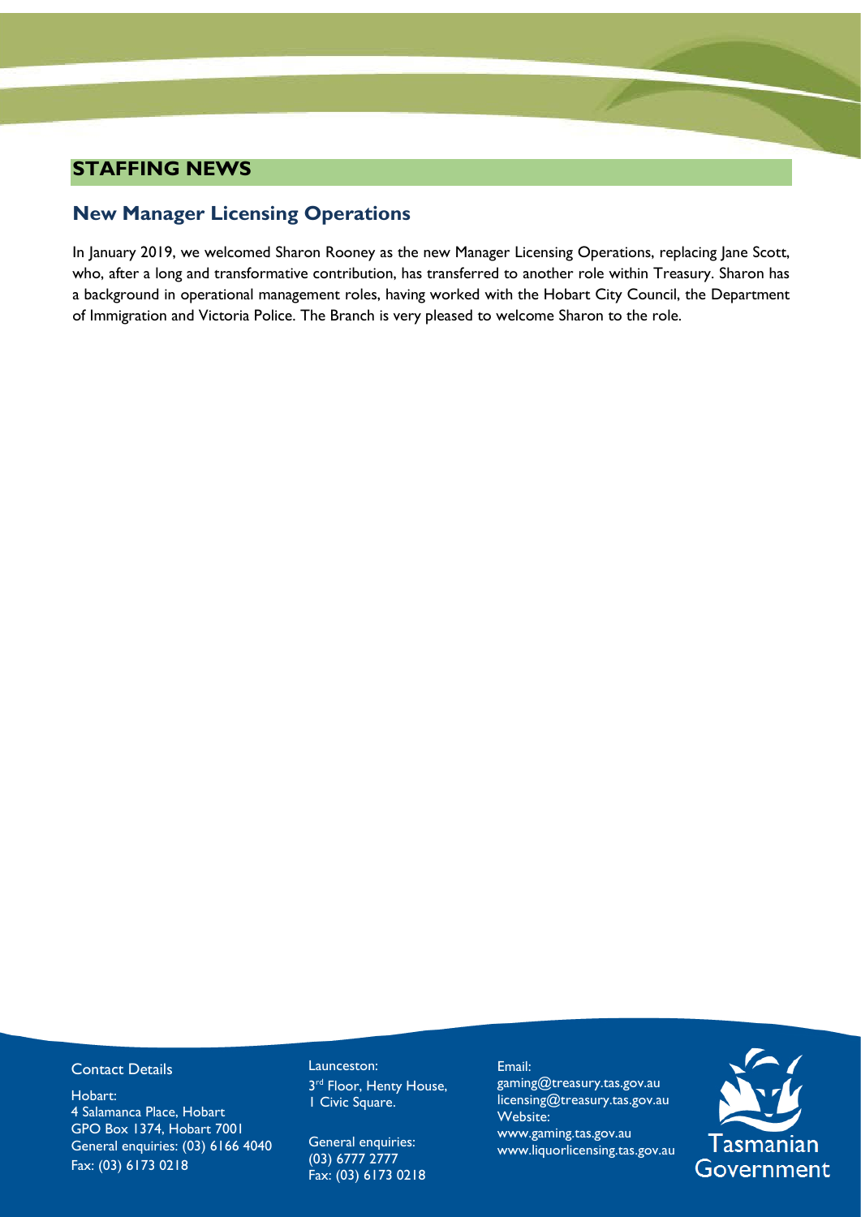## STAFFING NEWS

### New Manager Licensing Operations

In January 2019, we welcomed Sharon Rooney as the new Manager Licensing Operations, replacing Jane Scott, who, after a long and transformative contribution, has transferred to another role within Treasury. Sharon has a background in operational management roles, having worked with the Hobart City Council, the Department of Immigration and Victoria Police. The Branch is very pleased to welcome Sharon to the role.

Contact Details

Hobart:
4 Salamanca Place, Hobart
GPO Box 1374, Hobart 7001
General enquiries: (03) 6166 4040
Fax: (03) 6173 0218

Launceston:
3rd Floor, Henty House,
1 Civic Square.

General enquiries:
(03) 6777 2777
Fax: (03) 6173 0218

Email:
gaming@treasury.tas.gov.au
licensing@treasury.tas.gov.au
Website:
www.gaming.tas.gov.au
www.liquorlicensing.tas.gov.au

Tasmanian Government